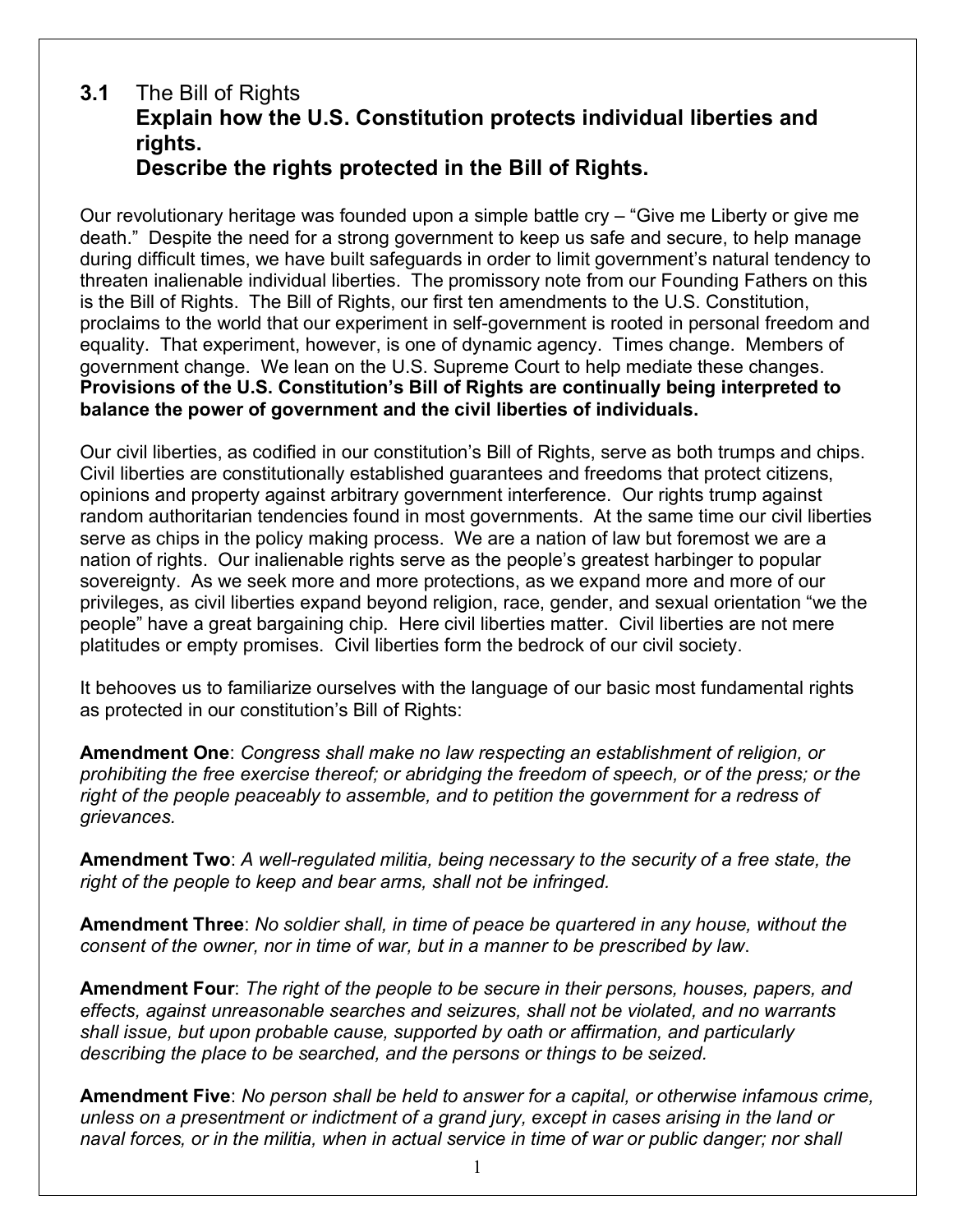## **3.1** The Bill of Rights

**Explain how the U.S. Constitution protects individual liberties and rights.**
**Describe the rights protected in the Bill of Rights.**

Our revolutionary heritage was founded upon a simple battle cry – "Give me Liberty or give me death." Despite the need for a strong government to keep us safe and secure, to help manage during difficult times, we have built safeguards in order to limit government's natural tendency to threaten inalienable individual liberties. The promissory note from our Founding Fathers on this is the Bill of Rights. The Bill of Rights, our first ten amendments to the U.S. Constitution, proclaims to the world that our experiment in self-government is rooted in personal freedom and equality. That experiment, however, is one of dynamic agency. Times change. Members of government change. We lean on the U.S. Supreme Court to help mediate these changes. **Provisions of the U.S. Constitution's Bill of Rights are continually being interpreted to balance the power of government and the civil liberties of individuals.**

Our civil liberties, as codified in our constitution's Bill of Rights, serve as both trumps and chips. Civil liberties are constitutionally established guarantees and freedoms that protect citizens, opinions and property against arbitrary government interference. Our rights trump against random authoritarian tendencies found in most governments. At the same time our civil liberties serve as chips in the policy making process. We are a nation of law but foremost we are a nation of rights. Our inalienable rights serve as the people's greatest harbinger to popular sovereignty. As we seek more and more protections, as we expand more and more of our privileges, as civil liberties expand beyond religion, race, gender, and sexual orientation "we the people" have a great bargaining chip. Here civil liberties matter. Civil liberties are not mere platitudes or empty promises. Civil liberties form the bedrock of our civil society.

It behooves us to familiarize ourselves with the language of our basic most fundamental rights as protected in our constitution's Bill of Rights:

**Amendment One**: *Congress shall make no law respecting an establishment of religion, or prohibiting the free exercise thereof; or abridging the freedom of speech, or of the press; or the right of the people peaceably to assemble, and to petition the government for a redress of grievances.*

**Amendment Two**: *A well-regulated militia, being necessary to the security of a free state, the right of the people to keep and bear arms, shall not be infringed.*

**Amendment Three**: *No soldier shall, in time of peace be quartered in any house, without the consent of the owner, nor in time of war, but in a manner to be prescribed by law.*

**Amendment Four**: *The right of the people to be secure in their persons, houses, papers, and effects, against unreasonable searches and seizures, shall not be violated, and no warrants shall issue, but upon probable cause, supported by oath or affirmation, and particularly describing the place to be searched, and the persons or things to be seized.*

**Amendment Five**: *No person shall be held to answer for a capital, or otherwise infamous crime, unless on a presentment or indictment of a grand jury, except in cases arising in the land or naval forces, or in the militia, when in actual service in time of war or public danger; nor shall*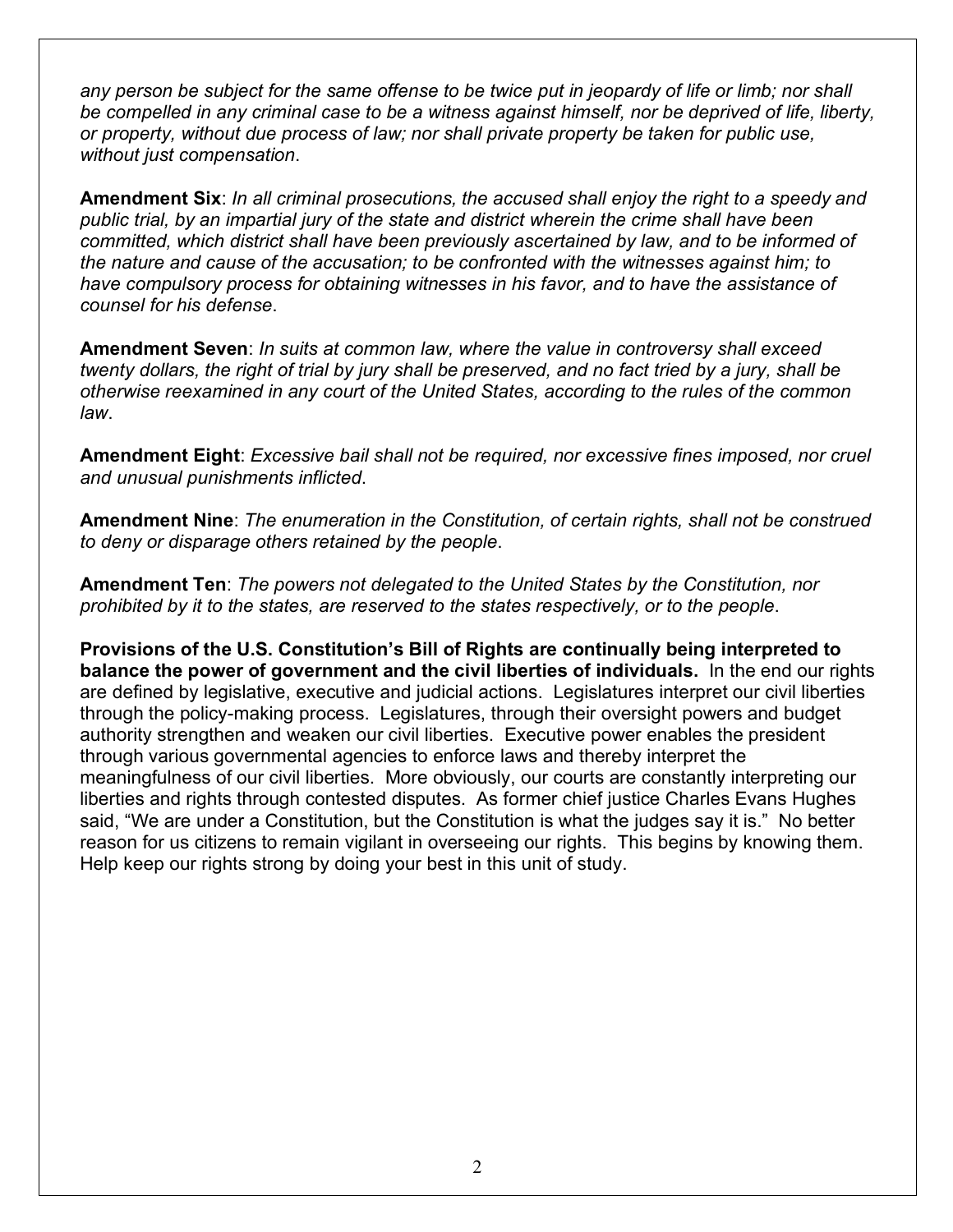*any person be subject for the same offense to be twice put in jeopardy of life or limb; nor shall be compelled in any criminal case to be a witness against himself, nor be deprived of life, liberty, or property, without due process of law; nor shall private property be taken for public use, without just compensation*.

**Amendment Six**: *In all criminal prosecutions, the accused shall enjoy the right to a speedy and public trial, by an impartial jury of the state and district wherein the crime shall have been committed, which district shall have been previously ascertained by law, and to be informed of the nature and cause of the accusation; to be confronted with the witnesses against him; to have compulsory process for obtaining witnesses in his favor, and to have the assistance of counsel for his defense*.

**Amendment Seven**: *In suits at common law, where the value in controversy shall exceed twenty dollars, the right of trial by jury shall be preserved, and no fact tried by a jury, shall be otherwise reexamined in any court of the United States, according to the rules of the common law*.

**Amendment Eight**: *Excessive bail shall not be required, nor excessive fines imposed, nor cruel and unusual punishments inflicted*.

**Amendment Nine**: *The enumeration in the Constitution, of certain rights, shall not be construed to deny or disparage others retained by the people*.

**Amendment Ten**: *The powers not delegated to the United States by the Constitution, nor prohibited by it to the states, are reserved to the states respectively, or to the people*.

**Provisions of the U.S. Constitution's Bill of Rights are continually being interpreted to balance the power of government and the civil liberties of individuals.** In the end our rights are defined by legislative, executive and judicial actions. Legislatures interpret our civil liberties through the policy-making process. Legislatures, through their oversight powers and budget authority strengthen and weaken our civil liberties. Executive power enables the president through various governmental agencies to enforce laws and thereby interpret the meaningfulness of our civil liberties. More obviously, our courts are constantly interpreting our liberties and rights through contested disputes. As former chief justice Charles Evans Hughes said, "We are under a Constitution, but the Constitution is what the judges say it is." No better reason for us citizens to remain vigilant in overseeing our rights. This begins by knowing them. Help keep our rights strong by doing your best in this unit of study.